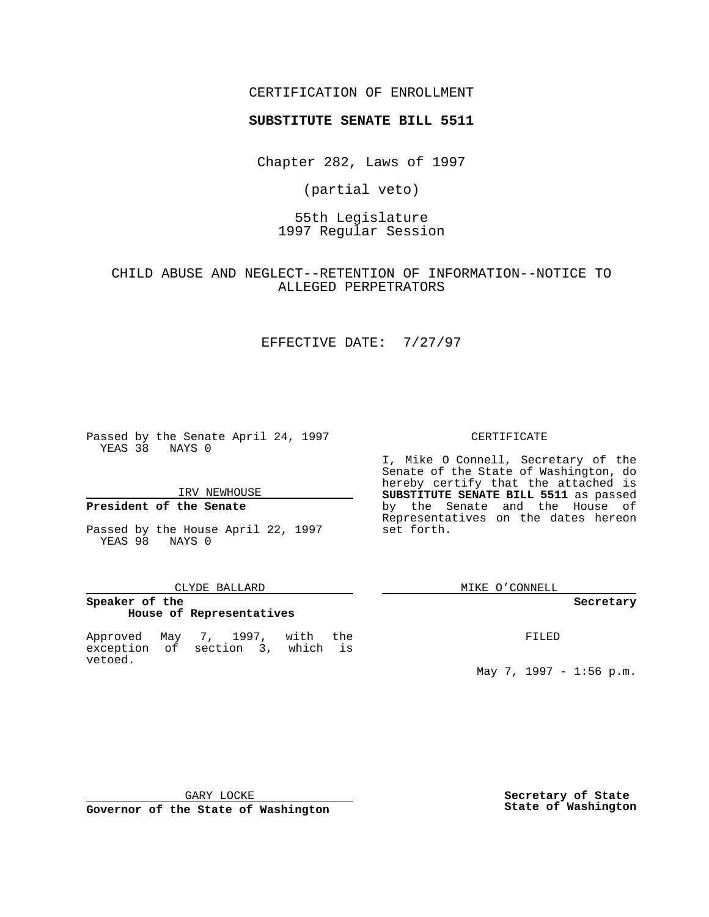CERTIFICATION OF ENROLLMENT

**SUBSTITUTE SENATE BILL 5511**

Chapter 282, Laws of 1997

(partial veto)

55th Legislature
1997 Regular Session

CHILD ABUSE AND NEGLECT--RETENTION OF INFORMATION--NOTICE TO ALLEGED PERPETRATORS

EFFECTIVE DATE: 7/27/97

Passed by the Senate April 24, 1997
YEAS 38 NAYS 0

IRV NEWHOUSE

**President of the Senate**

Passed by the House April 22, 1997
YEAS 98 NAYS 0

CLYDE BALLARD

**Speaker of the House of Representatives**

Approved May 7, 1997, with the exception of section 3, which is vetoed.

GARY LOCKE

**Governor of the State of Washington**

CERTIFICATE

I, Mike O Connell, Secretary of the Senate of the State of Washington, do hereby certify that the attached is **SUBSTITUTE SENATE BILL 5511** as passed by the Senate and the House of Representatives on the dates hereon set forth.

MIKE O'CONNELL

**Secretary**

FILED

May 7, 1997 - 1:56 p.m.

**Secretary of State**
**State of Washington**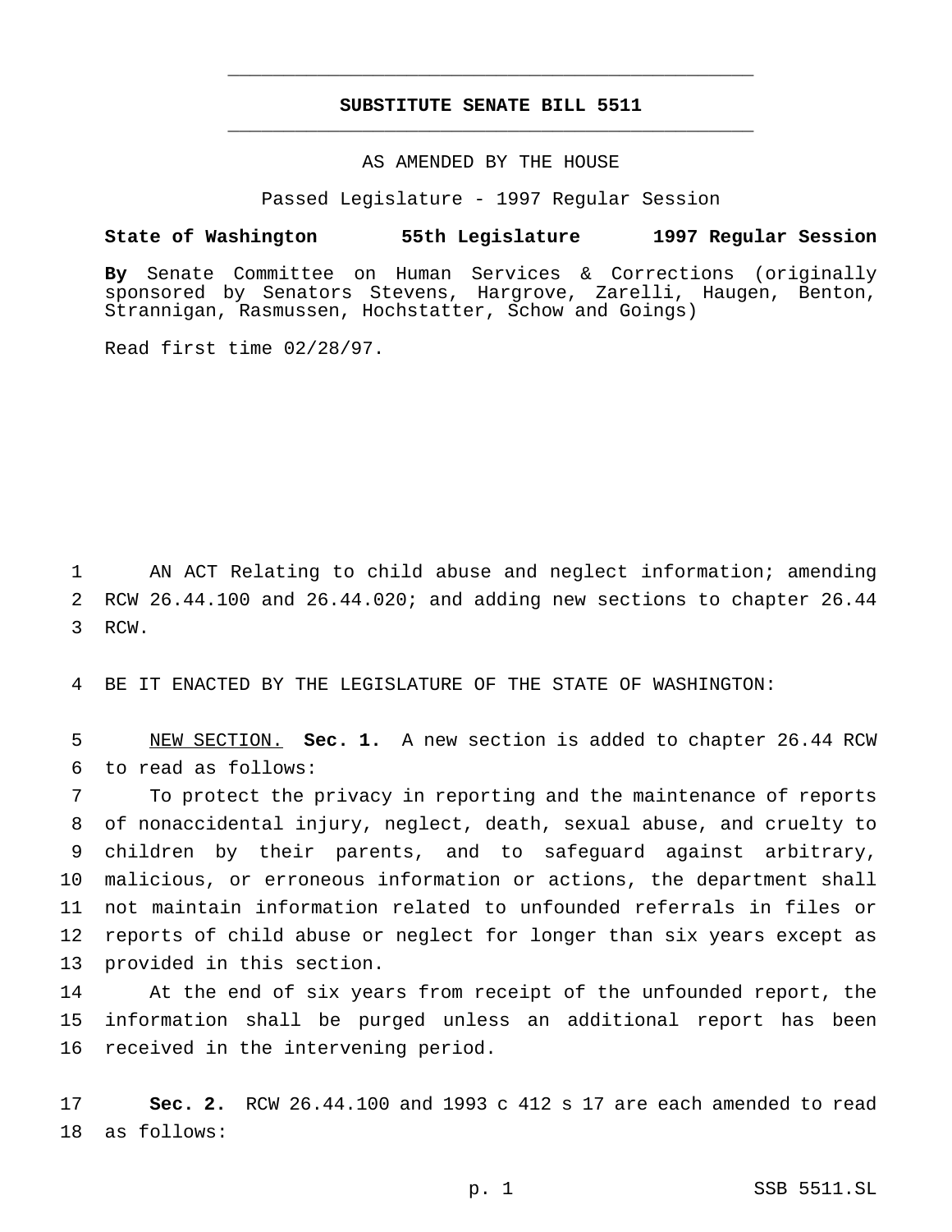# SUBSTITUTE SENATE BILL 5511

AS AMENDED BY THE HOUSE

Passed Legislature - 1997 Regular Session

**State of Washington 55th Legislature 1997 Regular Session**

**By** Senate Committee on Human Services & Corrections (originally sponsored by Senators Stevens, Hargrove, Zarelli, Haugen, Benton, Strannigan, Rasmussen, Hochstatter, Schow and Goings)

Read first time 02/28/97.

1 AN ACT Relating to child abuse and neglect information; amending
2 RCW 26.44.100 and 26.44.020; and adding new sections to chapter 26.44
3 RCW.

4 BE IT ENACTED BY THE LEGISLATURE OF THE STATE OF WASHINGTON:

5 NEW SECTION. **Sec. 1.** A new section is added to chapter 26.44 RCW
6 to read as follows:

7 To protect the privacy in reporting and the maintenance of reports
8 of nonaccidental injury, neglect, death, sexual abuse, and cruelty to
9 children by their parents, and to safeguard against arbitrary,
10 malicious, or erroneous information or actions, the department shall
11 not maintain information related to unfounded referrals in files or
12 reports of child abuse or neglect for longer than six years except as
13 provided in this section.

14 At the end of six years from receipt of the unfounded report, the
15 information shall be purged unless an additional report has been
16 received in the intervening period.

17 **Sec. 2.** RCW 26.44.100 and 1993 c 412 s 17 are each amended to read
18 as follows: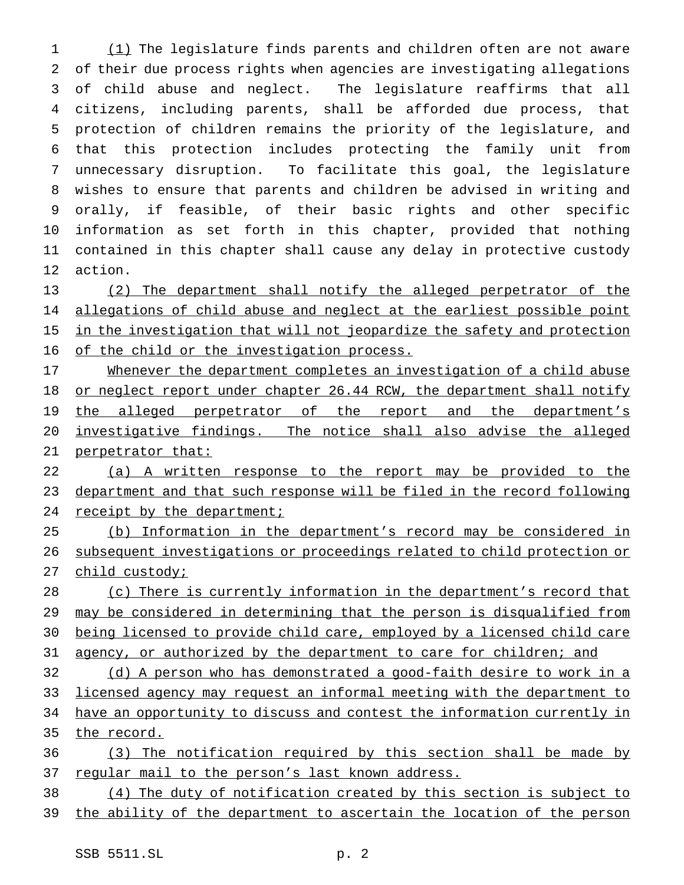(1) The legislature finds parents and children often are not aware of their due process rights when agencies are investigating allegations of child abuse and neglect. The legislature reaffirms that all citizens, including parents, shall be afforded due process, that protection of children remains the priority of the legislature, and that this protection includes protecting the family unit from unnecessary disruption. To facilitate this goal, the legislature wishes to ensure that parents and children be advised in writing and orally, if feasible, of their basic rights and other specific information as set forth in this chapter, provided that nothing contained in this chapter shall cause any delay in protective custody action.

(2) The department shall notify the alleged perpetrator of the allegations of child abuse and neglect at the earliest possible point in the investigation that will not jeopardize the safety and protection of the child or the investigation process.

Whenever the department completes an investigation of a child abuse or neglect report under chapter 26.44 RCW, the department shall notify the alleged perpetrator of the report and the department's investigative findings. The notice shall also advise the alleged perpetrator that:

(a) A written response to the report may be provided to the department and that such response will be filed in the record following receipt by the department;

(b) Information in the department's record may be considered in subsequent investigations or proceedings related to child protection or child custody;

(c) There is currently information in the department's record that may be considered in determining that the person is disqualified from being licensed to provide child care, employed by a licensed child care agency, or authorized by the department to care for children; and

(d) A person who has demonstrated a good-faith desire to work in a licensed agency may request an informal meeting with the department to have an opportunity to discuss and contest the information currently in the record.

(3) The notification required by this section shall be made by regular mail to the person's last known address.

(4) The duty of notification created by this section is subject to the ability of the department to ascertain the location of the person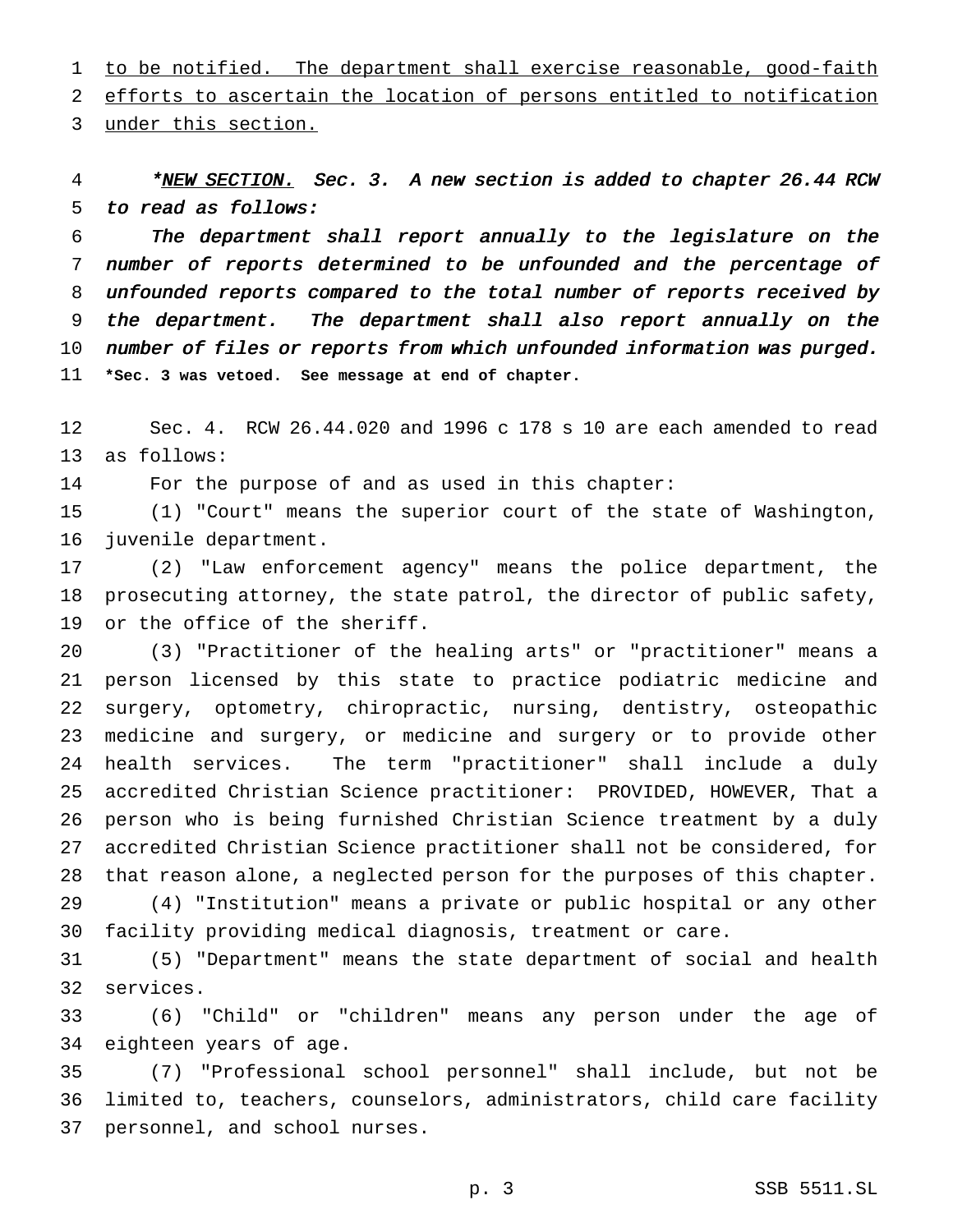to be notified. The department shall exercise reasonable, good-faith efforts to ascertain the location of persons entitled to notification under this section.

*\*NEW SECTION. Sec. 3. A new section is added to chapter 26.44 RCW to read as follows:*

*The department shall report annually to the legislature on the number of reports determined to be unfounded and the percentage of unfounded reports compared to the total number of reports received by the department. The department shall also report annually on the number of files or reports from which unfounded information was purged.*

**\*Sec. 3 was vetoed. See message at end of chapter.**

Sec. 4. RCW 26.44.020 and 1996 c 178 s 10 are each amended to read as follows:

For the purpose of and as used in this chapter:

(1) "Court" means the superior court of the state of Washington, juvenile department.

(2) "Law enforcement agency" means the police department, the prosecuting attorney, the state patrol, the director of public safety, or the office of the sheriff.

(3) "Practitioner of the healing arts" or "practitioner" means a person licensed by this state to practice podiatric medicine and surgery, optometry, chiropractic, nursing, dentistry, osteopathic medicine and surgery, or medicine and surgery or to provide other health services. The term "practitioner" shall include a duly accredited Christian Science practitioner: PROVIDED, HOWEVER, That a person who is being furnished Christian Science treatment by a duly accredited Christian Science practitioner shall not be considered, for that reason alone, a neglected person for the purposes of this chapter.

(4) "Institution" means a private or public hospital or any other facility providing medical diagnosis, treatment or care.

(5) "Department" means the state department of social and health services.

(6) "Child" or "children" means any person under the age of eighteen years of age.

(7) "Professional school personnel" shall include, but not be limited to, teachers, counselors, administrators, child care facility personnel, and school nurses.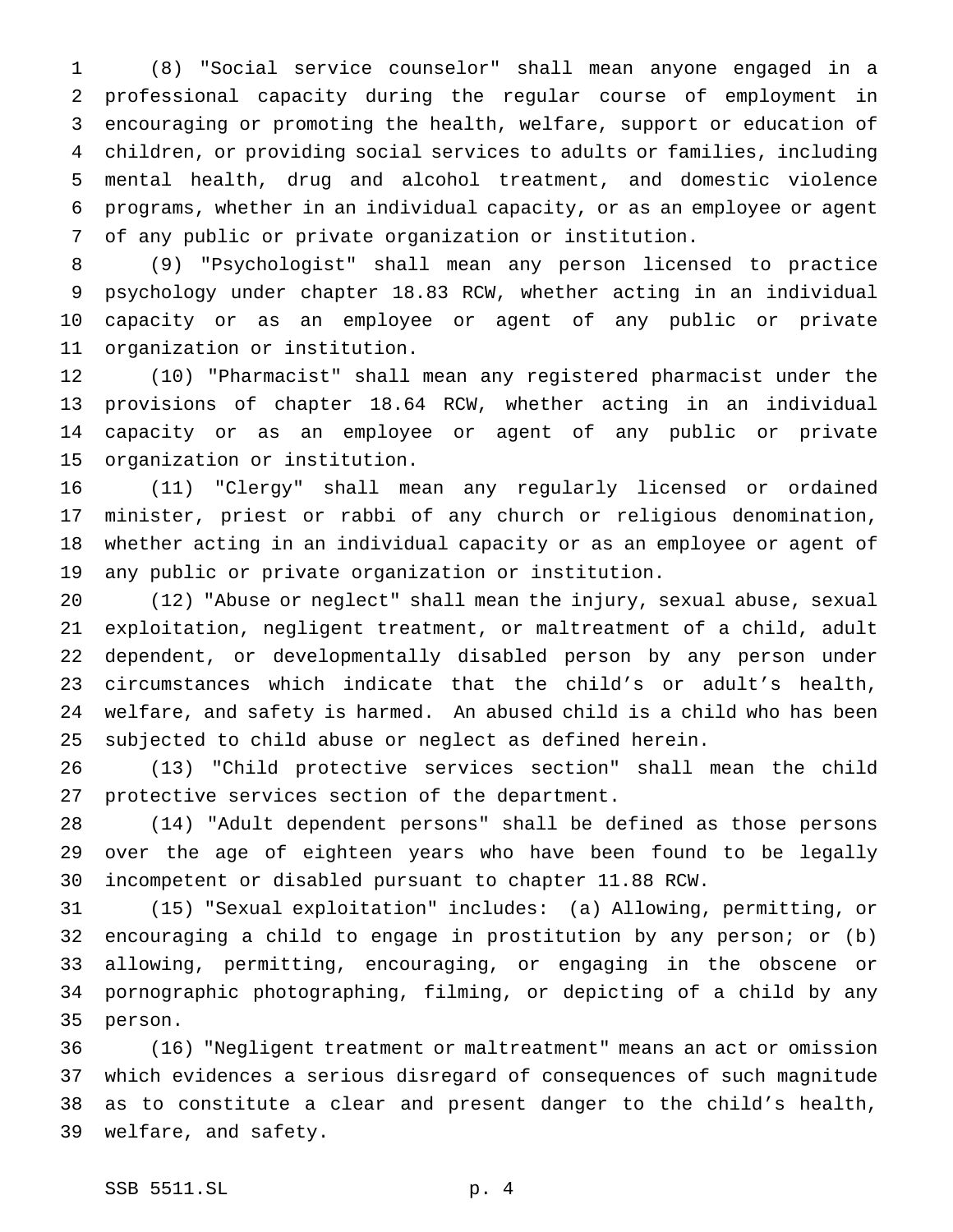(8) "Social service counselor" shall mean anyone engaged in a professional capacity during the regular course of employment in encouraging or promoting the health, welfare, support or education of children, or providing social services to adults or families, including mental health, drug and alcohol treatment, and domestic violence programs, whether in an individual capacity, or as an employee or agent of any public or private organization or institution.

(9) "Psychologist" shall mean any person licensed to practice psychology under chapter 18.83 RCW, whether acting in an individual capacity or as an employee or agent of any public or private organization or institution.

(10) "Pharmacist" shall mean any registered pharmacist under the provisions of chapter 18.64 RCW, whether acting in an individual capacity or as an employee or agent of any public or private organization or institution.

(11) "Clergy" shall mean any regularly licensed or ordained minister, priest or rabbi of any church or religious denomination, whether acting in an individual capacity or as an employee or agent of any public or private organization or institution.

(12) "Abuse or neglect" shall mean the injury, sexual abuse, sexual exploitation, negligent treatment, or maltreatment of a child, adult dependent, or developmentally disabled person by any person under circumstances which indicate that the child's or adult's health, welfare, and safety is harmed. An abused child is a child who has been subjected to child abuse or neglect as defined herein.

(13) "Child protective services section" shall mean the child protective services section of the department.

(14) "Adult dependent persons" shall be defined as those persons over the age of eighteen years who have been found to be legally incompetent or disabled pursuant to chapter 11.88 RCW.

(15) "Sexual exploitation" includes: (a) Allowing, permitting, or encouraging a child to engage in prostitution by any person; or (b) allowing, permitting, encouraging, or engaging in the obscene or pornographic photographing, filming, or depicting of a child by any person.

(16) "Negligent treatment or maltreatment" means an act or omission which evidences a serious disregard of consequences of such magnitude as to constitute a clear and present danger to the child's health, welfare, and safety.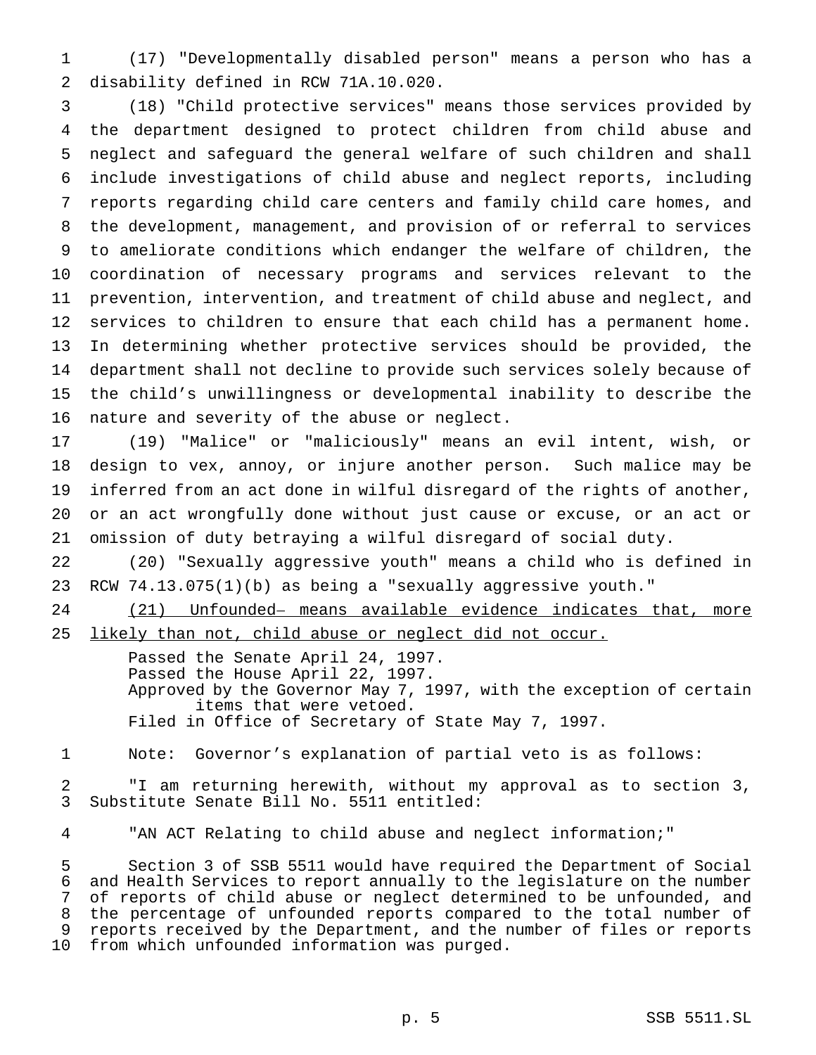(17) "Developmentally disabled person" means a person who has a disability defined in RCW 71A.10.020.

(18) "Child protective services" means those services provided by the department designed to protect children from child abuse and neglect and safeguard the general welfare of such children and shall include investigations of child abuse and neglect reports, including reports regarding child care centers and family child care homes, and the development, management, and provision of or referral to services to ameliorate conditions which endanger the welfare of children, the coordination of necessary programs and services relevant to the prevention, intervention, and treatment of child abuse and neglect, and services to children to ensure that each child has a permanent home. In determining whether protective services should be provided, the department shall not decline to provide such services solely because of the child's unwillingness or developmental inability to describe the nature and severity of the abuse or neglect.

(19) "Malice" or "maliciously" means an evil intent, wish, or design to vex, annoy, or injure another person. Such malice may be inferred from an act done in wilful disregard of the rights of another, or an act wrongfully done without just cause or excuse, or an act or omission of duty betraying a wilful disregard of social duty.

(20) "Sexually aggressive youth" means a child who is defined in RCW 74.13.075(1)(b) as being a "sexually aggressive youth."

<u>(21) Unfounded– means available evidence indicates that, more likely than not, child abuse or neglect did not occur.</u>

Passed the Senate April 24, 1997.
Passed the House April 22, 1997.
Approved by the Governor May 7, 1997, with the exception of certain items that were vetoed.
Filed in Office of Secretary of State May 7, 1997.

Note: Governor's explanation of partial veto is as follows:

"I am returning herewith, without my approval as to section 3, Substitute Senate Bill No. 5511 entitled:

"AN ACT Relating to child abuse and neglect information;"

Section 3 of SSB 5511 would have required the Department of Social and Health Services to report annually to the legislature on the number of reports of child abuse or neglect determined to be unfounded, and the percentage of unfounded reports compared to the total number of reports received by the Department, and the number of files or reports from which unfounded information was purged.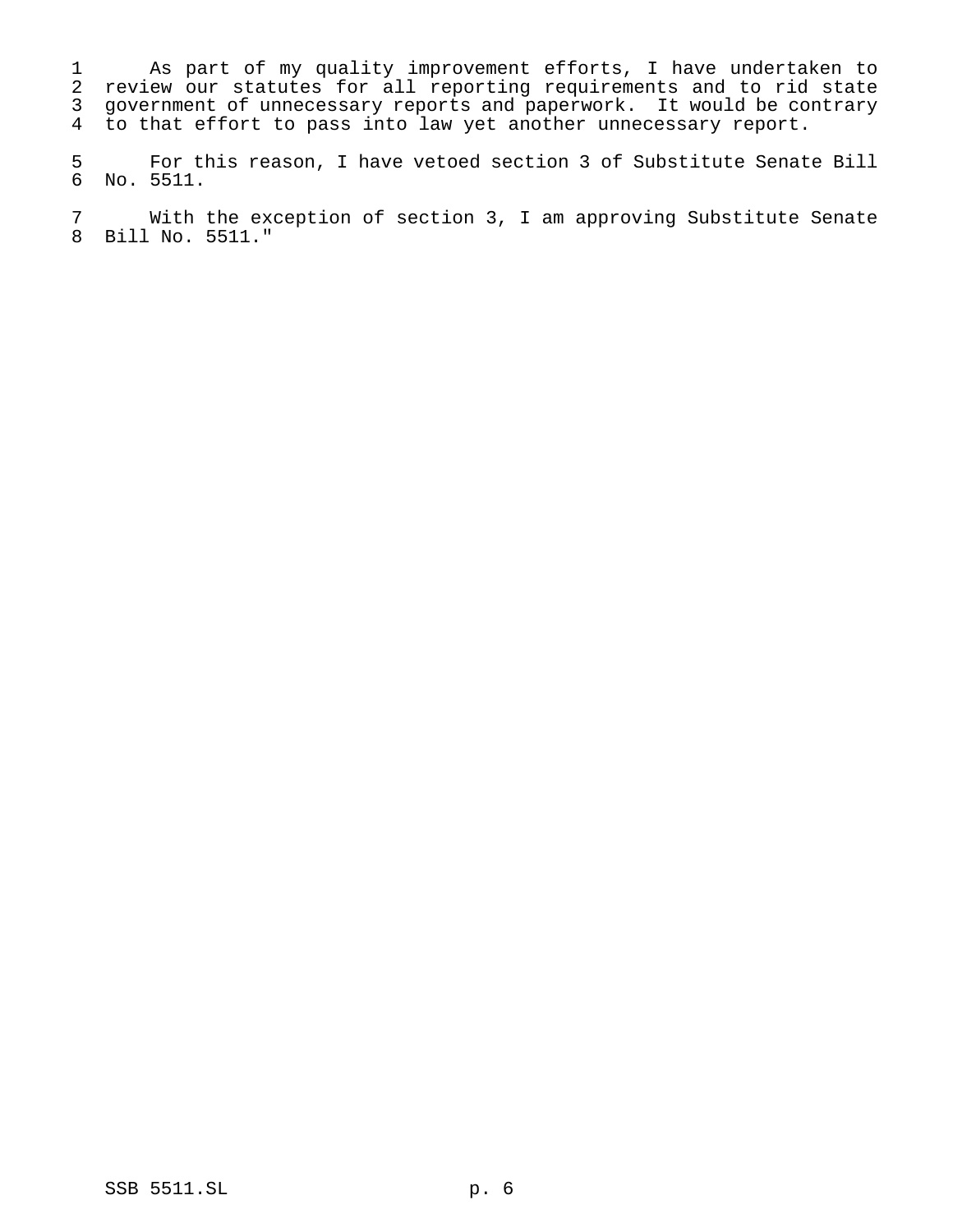As part of my quality improvement efforts, I have undertaken to review our statutes for all reporting requirements and to rid state government of unnecessary reports and paperwork. It would be contrary to that effort to pass into law yet another unnecessary report.

For this reason, I have vetoed section 3 of Substitute Senate Bill No. 5511.

With the exception of section 3, I am approving Substitute Senate Bill No. 5511."